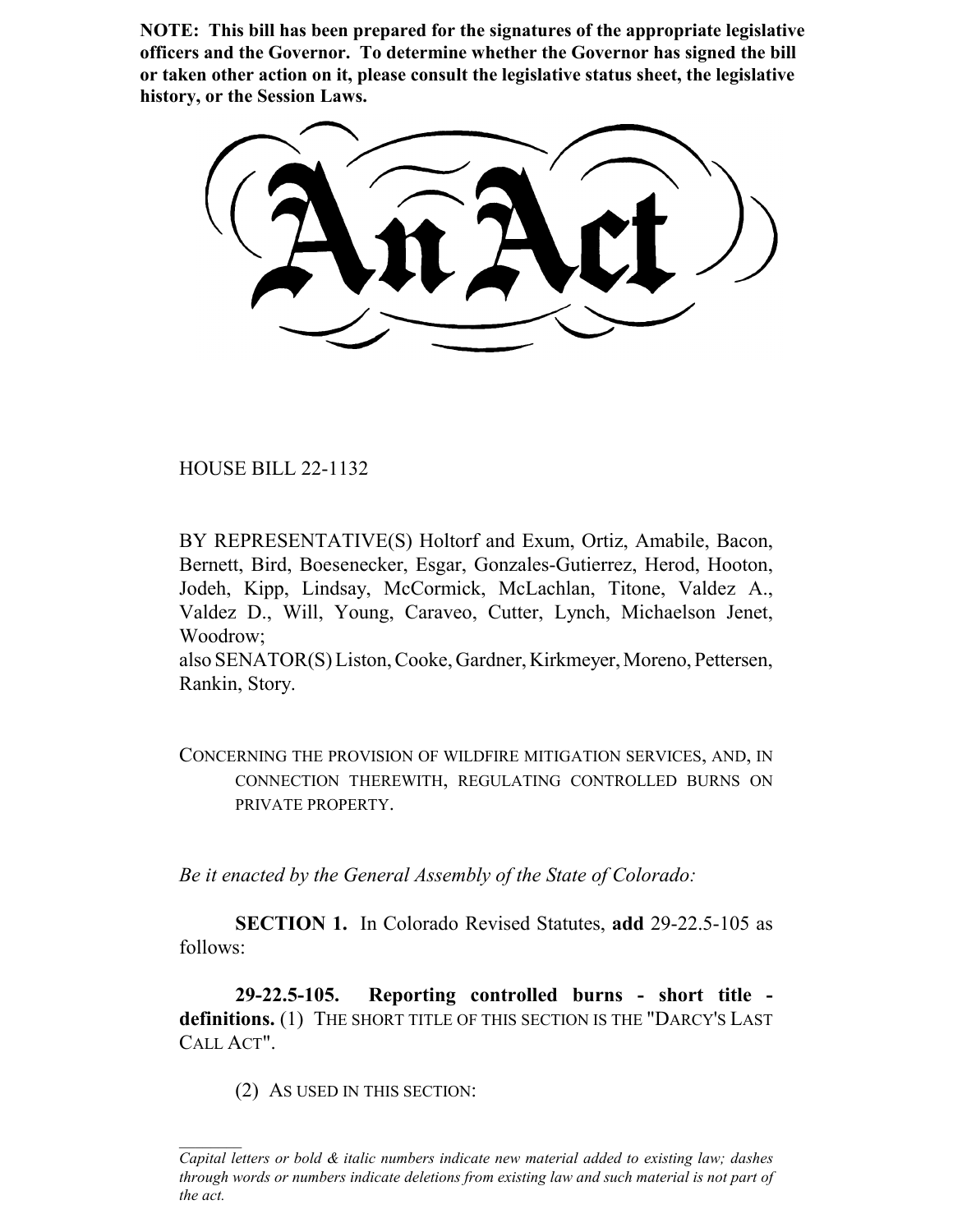**NOTE: This bill has been prepared for the signatures of the appropriate legislative officers and the Governor. To determine whether the Governor has signed the bill or taken other action on it, please consult the legislative status sheet, the legislative history, or the Session Laws.**

# An Act

HOUSE BILL 22-1132

BY REPRESENTATIVE(S) Holtorf and Exum, Ortiz, Amabile, Bacon, Bernett, Bird, Boesenecker, Esgar, Gonzales-Gutierrez, Herod, Hooton, Jodeh, Kipp, Lindsay, McCormick, McLachlan, Titone, Valdez A., Valdez D., Will, Young, Caraveo, Cutter, Lynch, Michaelson Jenet, Woodrow;
also SENATOR(S) Liston, Cooke, Gardner, Kirkmeyer, Moreno, Pettersen, Rankin, Story.

CONCERNING THE PROVISION OF WILDFIRE MITIGATION SERVICES, AND, IN CONNECTION THEREWITH, REGULATING CONTROLLED BURNS ON PRIVATE PROPERTY.

*Be it enacted by the General Assembly of the State of Colorado:*

**SECTION 1.** In Colorado Revised Statutes, **add** 29-22.5-105 as follows:

**29-22.5-105. Reporting controlled burns - short title - definitions.** (1) THE SHORT TITLE OF THIS SECTION IS THE "DARCY'S LAST CALL ACT".

(2) AS USED IN THIS SECTION:

*Capital letters or bold & italic numbers indicate new material added to existing law; dashes through words or numbers indicate deletions from existing law and such material is not part of the act.*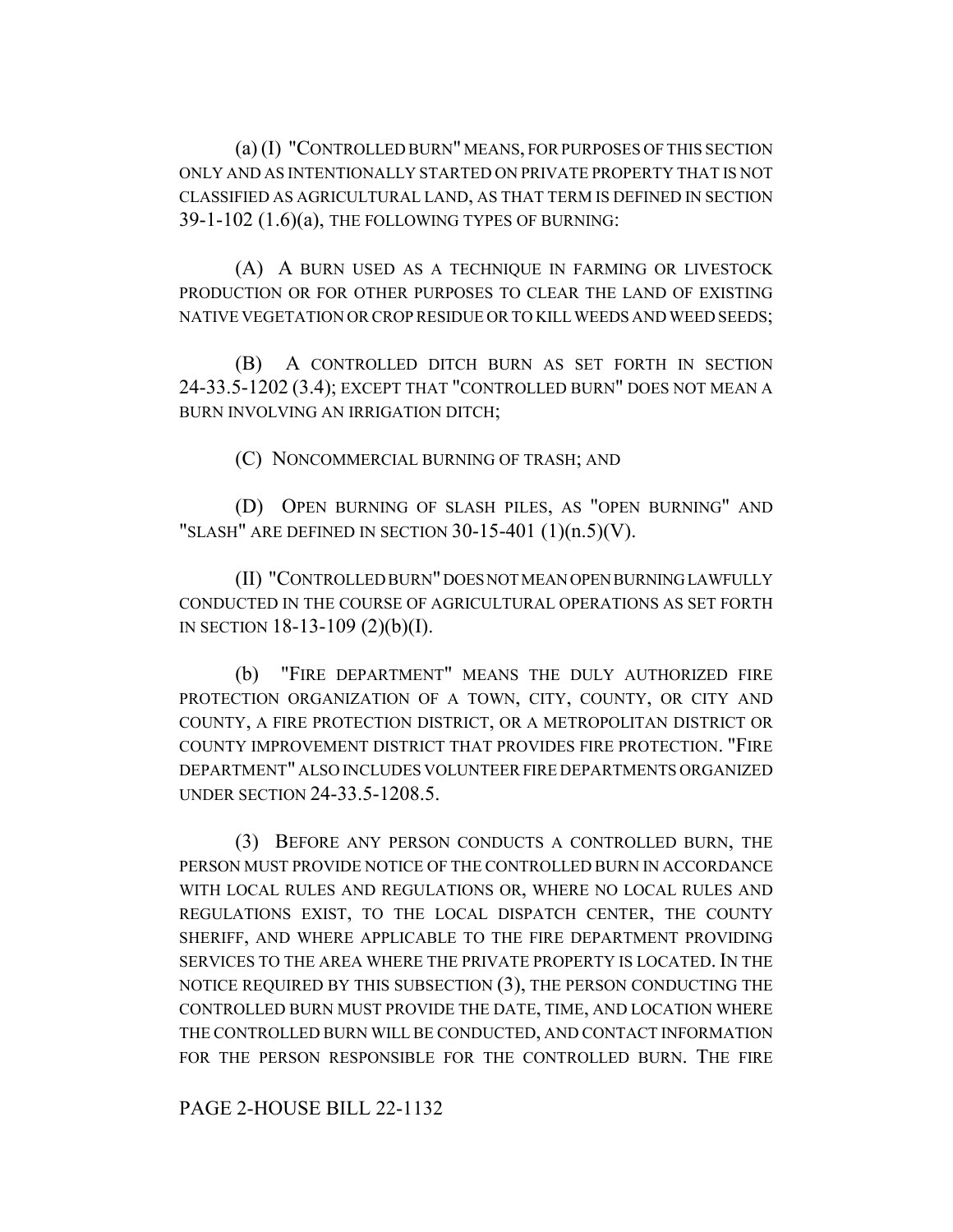(a) (I) "CONTROLLED BURN" MEANS, FOR PURPOSES OF THIS SECTION ONLY AND AS INTENTIONALLY STARTED ON PRIVATE PROPERTY THAT IS NOT CLASSIFIED AS AGRICULTURAL LAND, AS THAT TERM IS DEFINED IN SECTION 39-1-102 (1.6)(a), THE FOLLOWING TYPES OF BURNING:

(A) A BURN USED AS A TECHNIQUE IN FARMING OR LIVESTOCK PRODUCTION OR FOR OTHER PURPOSES TO CLEAR THE LAND OF EXISTING NATIVE VEGETATION OR CROP RESIDUE OR TO KILL WEEDS AND WEED SEEDS;

(B) A CONTROLLED DITCH BURN AS SET FORTH IN SECTION 24-33.5-1202 (3.4); EXCEPT THAT "CONTROLLED BURN" DOES NOT MEAN A BURN INVOLVING AN IRRIGATION DITCH;

(C) NONCOMMERCIAL BURNING OF TRASH; AND

(D) OPEN BURNING OF SLASH PILES, AS "OPEN BURNING" AND "SLASH" ARE DEFINED IN SECTION 30-15-401 (1)(n.5)(V).

(II) "CONTROLLED BURN" DOES NOT MEAN OPEN BURNING LAWFULLY CONDUCTED IN THE COURSE OF AGRICULTURAL OPERATIONS AS SET FORTH IN SECTION 18-13-109 (2)(b)(I).

(b) "FIRE DEPARTMENT" MEANS THE DULY AUTHORIZED FIRE PROTECTION ORGANIZATION OF A TOWN, CITY, COUNTY, OR CITY AND COUNTY, A FIRE PROTECTION DISTRICT, OR A METROPOLITAN DISTRICT OR COUNTY IMPROVEMENT DISTRICT THAT PROVIDES FIRE PROTECTION. "FIRE DEPARTMENT" ALSO INCLUDES VOLUNTEER FIRE DEPARTMENTS ORGANIZED UNDER SECTION 24-33.5-1208.5.

(3) BEFORE ANY PERSON CONDUCTS A CONTROLLED BURN, THE PERSON MUST PROVIDE NOTICE OF THE CONTROLLED BURN IN ACCORDANCE WITH LOCAL RULES AND REGULATIONS OR, WHERE NO LOCAL RULES AND REGULATIONS EXIST, TO THE LOCAL DISPATCH CENTER, THE COUNTY SHERIFF, AND WHERE APPLICABLE TO THE FIRE DEPARTMENT PROVIDING SERVICES TO THE AREA WHERE THE PRIVATE PROPERTY IS LOCATED. IN THE NOTICE REQUIRED BY THIS SUBSECTION (3), THE PERSON CONDUCTING THE CONTROLLED BURN MUST PROVIDE THE DATE, TIME, AND LOCATION WHERE THE CONTROLLED BURN WILL BE CONDUCTED, AND CONTACT INFORMATION FOR THE PERSON RESPONSIBLE FOR THE CONTROLLED BURN. THE FIRE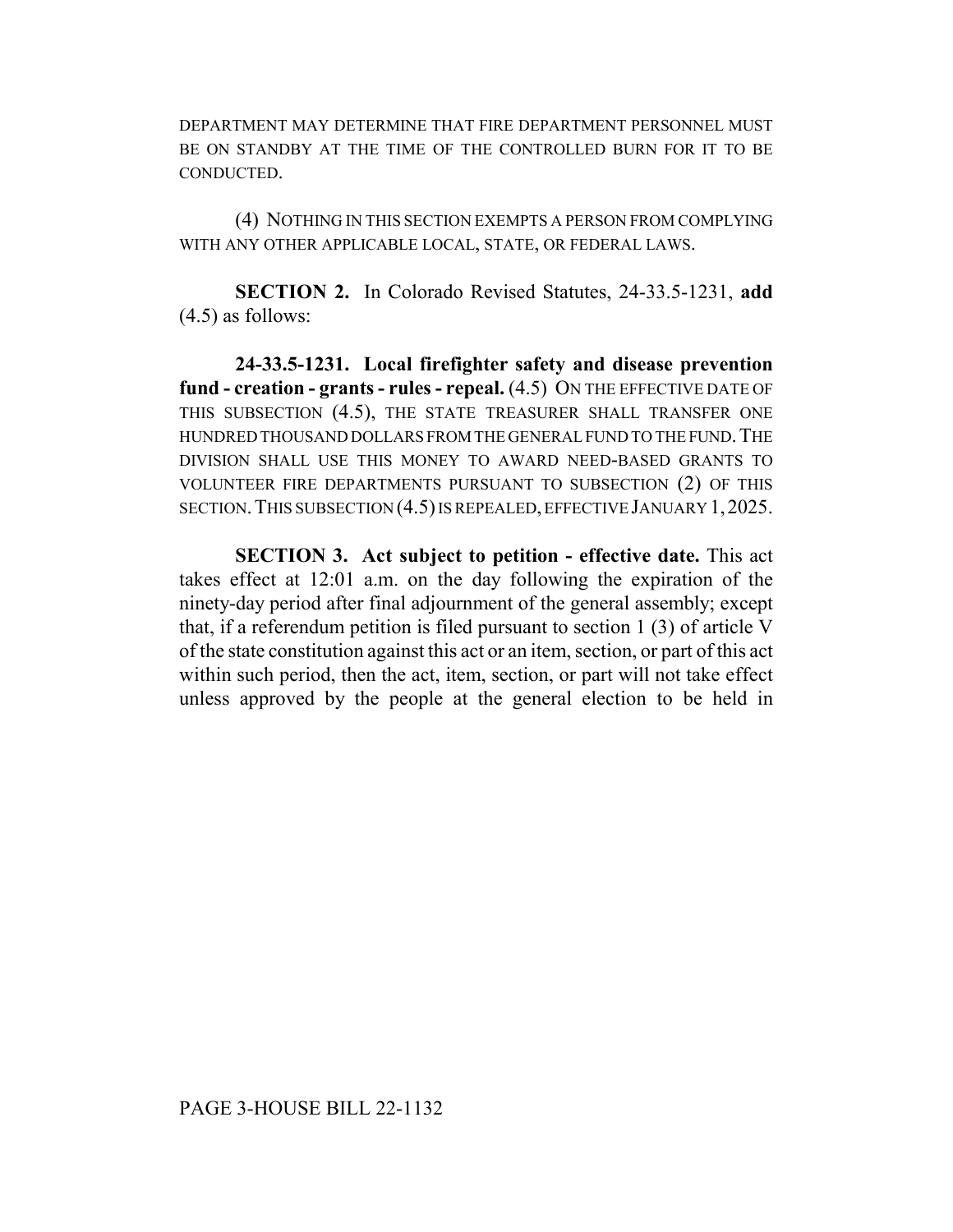DEPARTMENT MAY DETERMINE THAT FIRE DEPARTMENT PERSONNEL MUST BE ON STANDBY AT THE TIME OF THE CONTROLLED BURN FOR IT TO BE CONDUCTED.

(4) NOTHING IN THIS SECTION EXEMPTS A PERSON FROM COMPLYING WITH ANY OTHER APPLICABLE LOCAL, STATE, OR FEDERAL LAWS.

**SECTION 2.** In Colorado Revised Statutes, 24-33.5-1231, **add** (4.5) as follows:

**24-33.5-1231. Local firefighter safety and disease prevention fund - creation - grants - rules - repeal.** (4.5) ON THE EFFECTIVE DATE OF THIS SUBSECTION (4.5), THE STATE TREASURER SHALL TRANSFER ONE HUNDRED THOUSAND DOLLARS FROM THE GENERAL FUND TO THE FUND. THE DIVISION SHALL USE THIS MONEY TO AWARD NEED-BASED GRANTS TO VOLUNTEER FIRE DEPARTMENTS PURSUANT TO SUBSECTION (2) OF THIS SECTION. THIS SUBSECTION (4.5) IS REPEALED, EFFECTIVE JANUARY 1, 2025.

**SECTION 3. Act subject to petition - effective date.** This act takes effect at 12:01 a.m. on the day following the expiration of the ninety-day period after final adjournment of the general assembly; except that, if a referendum petition is filed pursuant to section 1 (3) of article V of the state constitution against this act or an item, section, or part of this act within such period, then the act, item, section, or part will not take effect unless approved by the people at the general election to be held in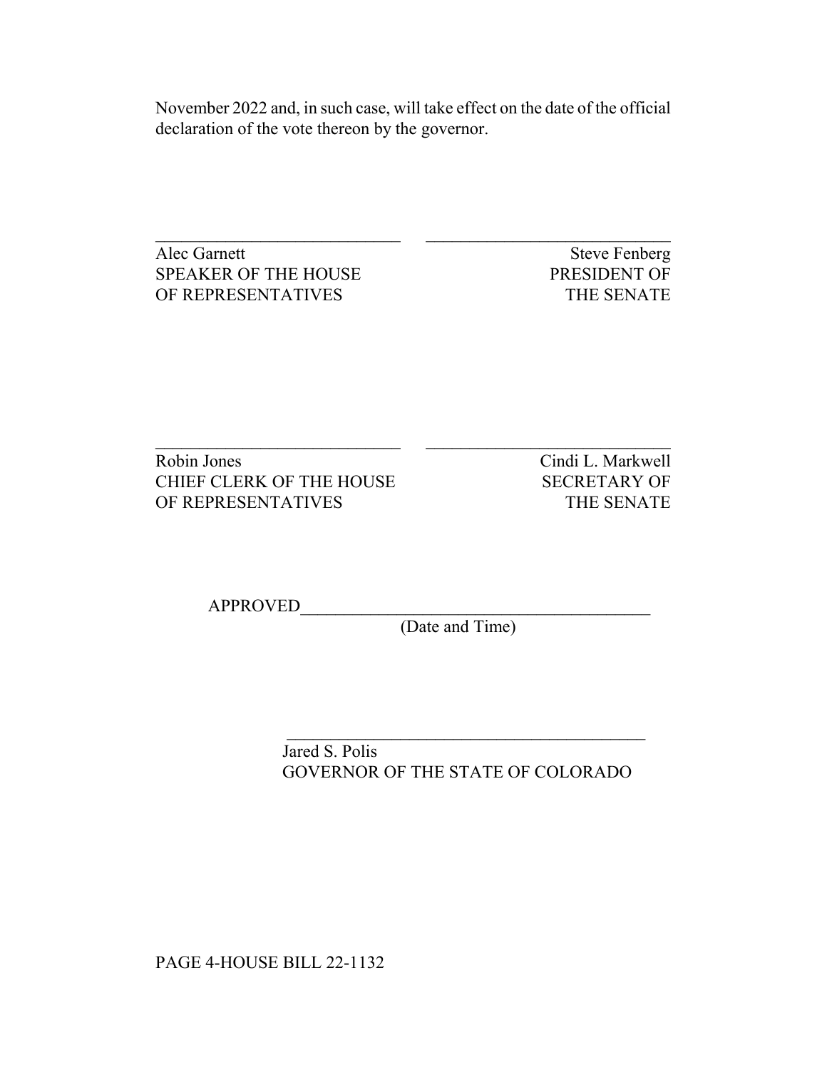November 2022 and, in such case, will take effect on the date of the official declaration of the vote thereon by the governor.

____________________________
Alec Garnett
SPEAKER OF THE HOUSE
OF REPRESENTATIVES

____________________________
Steve Fenberg
PRESIDENT OF
THE SENATE

____________________________
Robin Jones
CHIEF CLERK OF THE HOUSE
OF REPRESENTATIVES

____________________________
Cindi L. Markwell
SECRETARY OF
THE SENATE

APPROVED________________________________________
(Date and Time)

_________________________________________
Jared S. Polis
GOVERNOR OF THE STATE OF COLORADO

PAGE 4-HOUSE BILL 22-1132